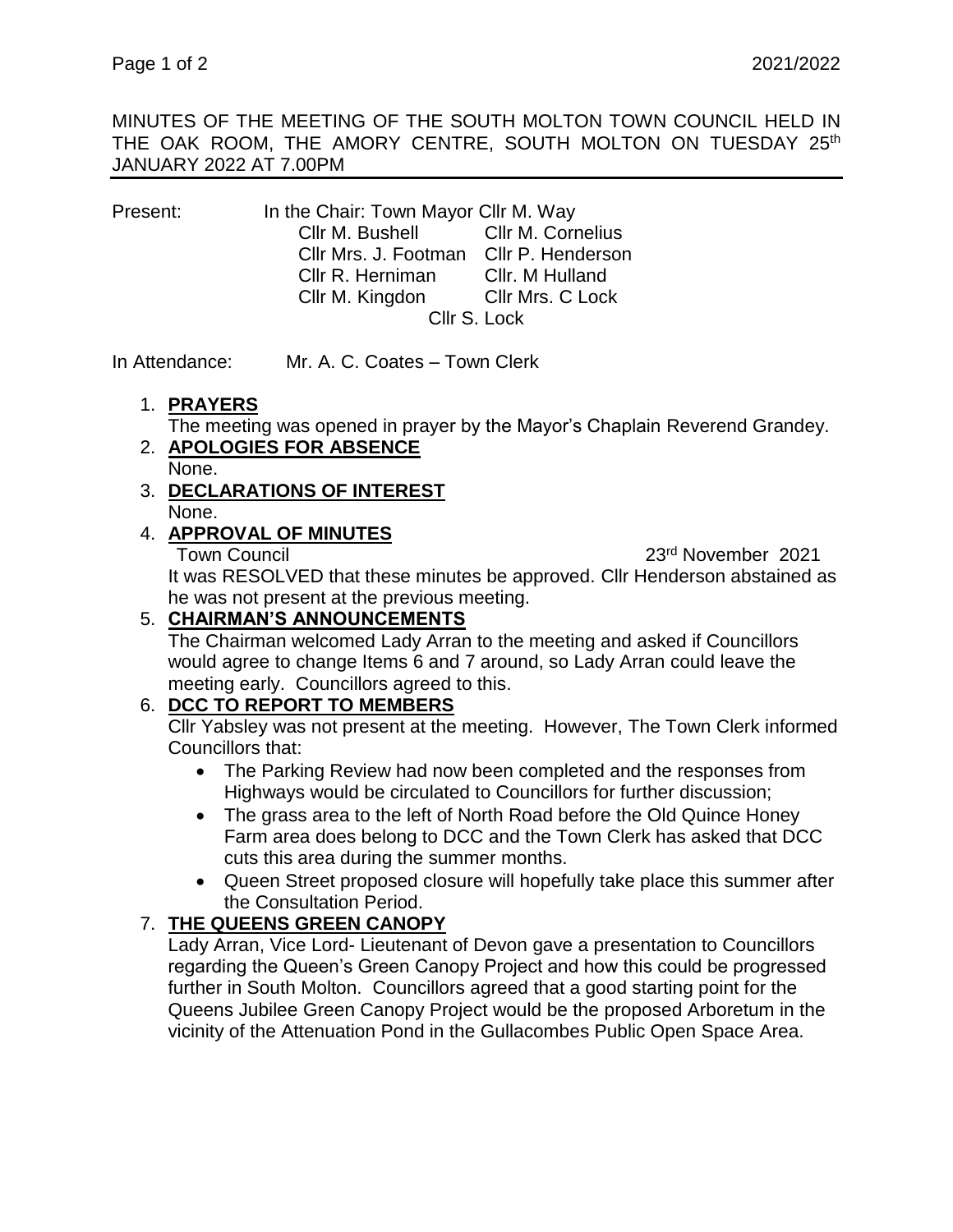MINUTES OF THE MEETING OF THE SOUTH MOLTON TOWN COUNCIL HELD IN THE OAK ROOM, THE AMORY CENTRE, SOUTH MOLTON ON TUESDAY 25th JANUARY 2022 AT 7.00PM

Present: In the Chair: Town Mayor Cllr M. Way

Cllr M. Bushell, Cllr M. Cornelius, Cllr Mrs. J. Footman, Cllr P. Henderson, Cllr R. Herniman, Cllr. M Hulland, Cllr M. Kingdon, Cllr Mrs. C Lock, Cllr S. Lock

In Attendance: Mr. A. C. Coates – Town Clerk

1. **PRAYERS**

   The meeting was opened in prayer by the Mayor's Chaplain Reverend Grandey.

2. **APOLOGIES FOR ABSENCE**

   None.

3. **DECLARATIONS OF INTEREST**

   None.

4. **APPROVAL OF MINUTES**

   Town Council — 23rd November 2021

   It was RESOLVED that these minutes be approved. Cllr Henderson abstained as he was not present at the previous meeting.

5. **CHAIRMAN'S ANNOUNCEMENTS**

   The Chairman welcomed Lady Arran to the meeting and asked if Councillors would agree to change Items 6 and 7 around, so Lady Arran could leave the meeting early. Councillors agreed to this.

6. **DCC TO REPORT TO MEMBERS**

   Cllr Yabsley was not present at the meeting. However, The Town Clerk informed Councillors that:

   - The Parking Review had now been completed and the responses from Highways would be circulated to Councillors for further discussion;
   - The grass area to the left of North Road before the Old Quince Honey Farm area does belong to DCC and the Town Clerk has asked that DCC cuts this area during the summer months.
   - Queen Street proposed closure will hopefully take place this summer after the Consultation Period.

7. **THE QUEENS GREEN CANOPY**

   Lady Arran, Vice Lord- Lieutenant of Devon gave a presentation to Councillors regarding the Queen's Green Canopy Project and how this could be progressed further in South Molton. Councillors agreed that a good starting point for the Queens Jubilee Green Canopy Project would be the proposed Arboretum in the vicinity of the Attenuation Pond in the Gullacombes Public Open Space Area.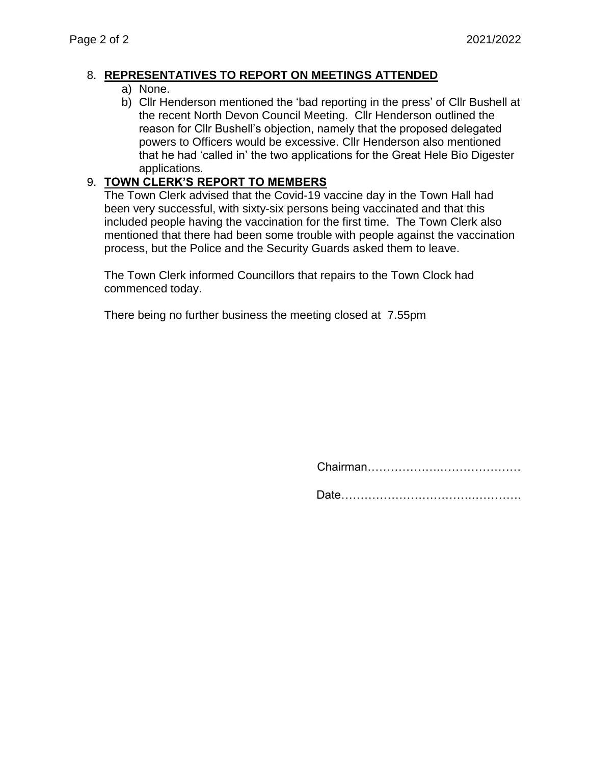8. **REPRESENTATIVES TO REPORT ON MEETINGS ATTENDED**
   a) None.
   b) Cllr Henderson mentioned the 'bad reporting in the press' of Cllr Bushell at the recent North Devon Council Meeting. Cllr Henderson outlined the reason for Cllr Bushell's objection, namely that the proposed delegated powers to Officers would be excessive. Cllr Henderson also mentioned that he had 'called in' the two applications for the Great Hele Bio Digester applications.

9. **TOWN CLERK'S REPORT TO MEMBERS**

   The Town Clerk advised that the Covid-19 vaccine day in the Town Hall had been very successful, with sixty-six persons being vaccinated and that this included people having the vaccination for the first time. The Town Clerk also mentioned that there had been some trouble with people against the vaccination process, but the Police and the Security Guards asked them to leave.

   The Town Clerk informed Councillors that repairs to the Town Clock had commenced today.

   There being no further business the meeting closed at 7.55pm

Chairman…………………..………………

Date……………………………..…………